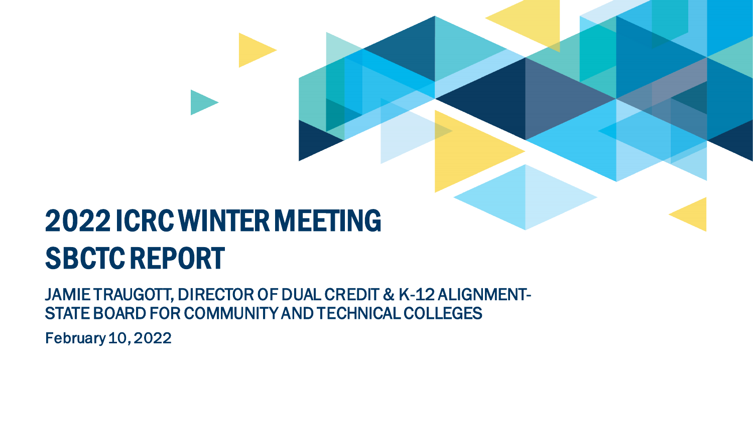# 2022 ICRC WINTER MEETING SBCTC REPORT

JAMIE TRAUGOTT, DIRECTOR OF DUAL CREDIT & K-12 ALIGNMENT- STATE BOARD FOR COMMUNITY AND TECHNICAL COLLEGES

February 10, 2022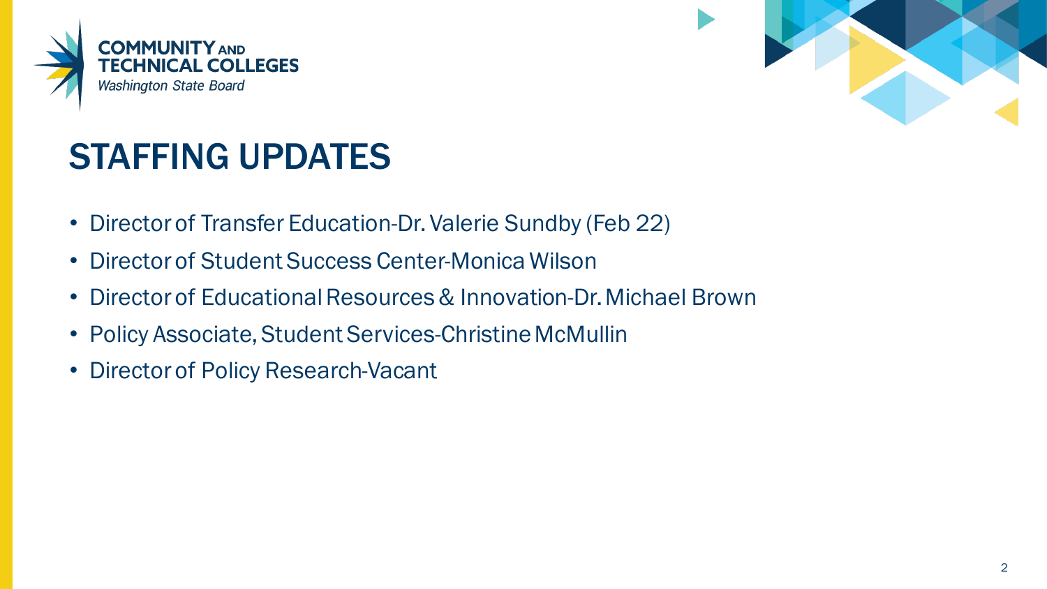# STAFFING UPDATES

- Director of Transfer Education-Dr. Valerie Sundby (Feb 22)
- Director of Student Success Center-Monica Wilson
- Director of Educational Resources & Innovation-Dr. Michael Brown
- Policy Associate, Student Services-Christine McMullin
- Director of Policy Research-Vacant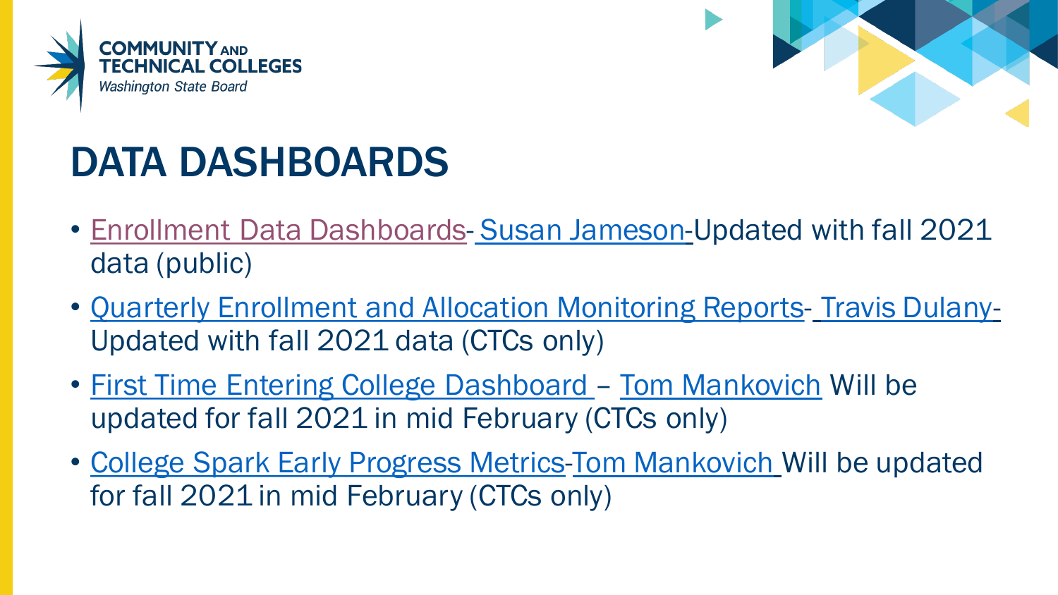# DATA DASHBOARDS

- Enrollment Data Dashboards- Susan Jameson-Updated with fall 2021 data (public)
- Quarterly Enrollment and Allocation Monitoring Reports- Travis Dulany- Updated with fall 2021 data (CTCs only)
- First Time Entering College Dashboard – Tom Mankovich Will be updated for fall 2021 in mid February (CTCs only)
- College Spark Early Progress Metrics-Tom Mankovich Will be updated for fall 2021 in mid February (CTCs only)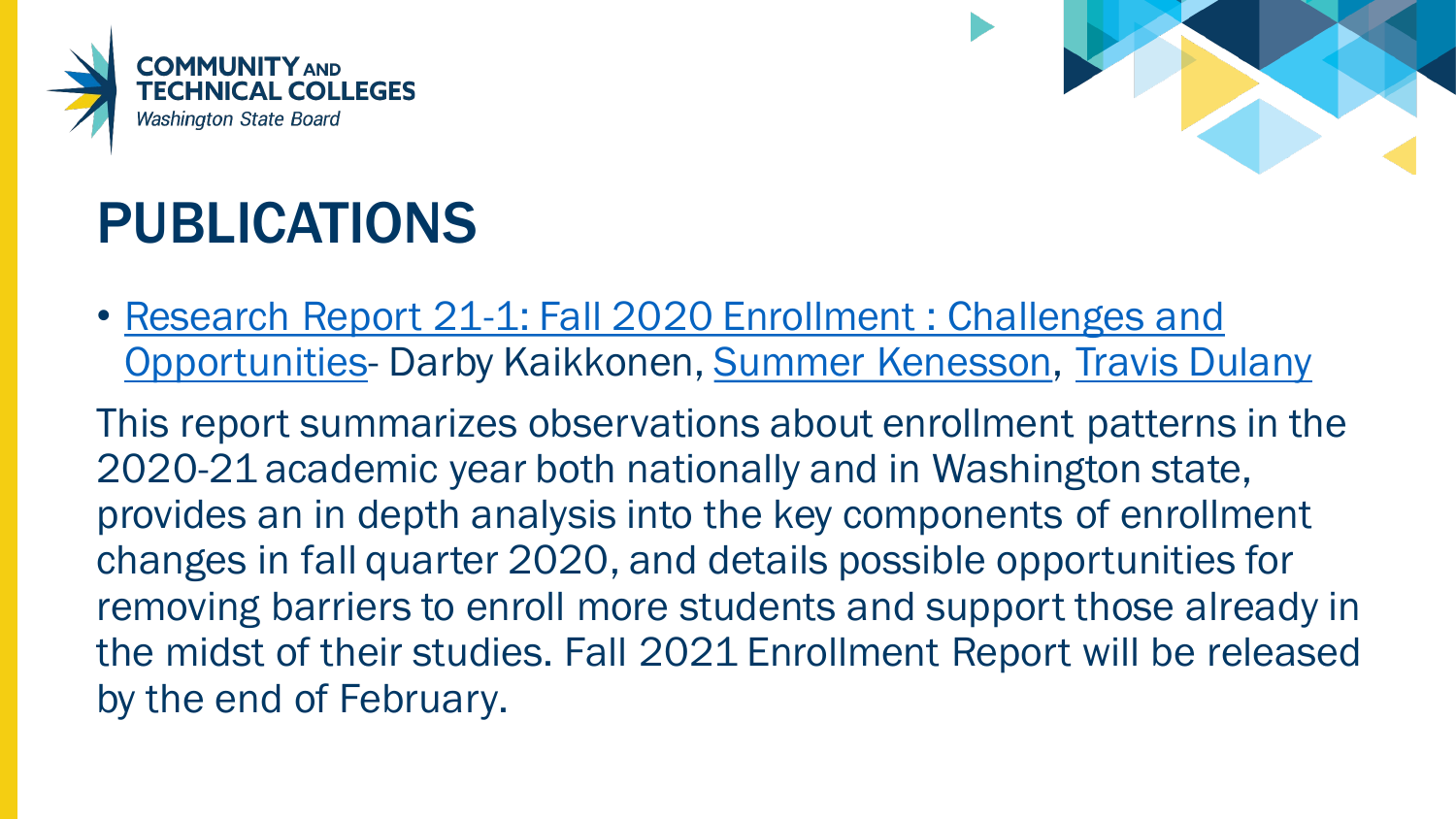# PUBLICATIONS

- Research Report 21-1: Fall 2020 Enrollment : Challenges and Opportunities- Darby Kaikkonen, Summer Kenesson, Travis Dulany

This report summarizes observations about enrollment patterns in the 2020-21 academic year both nationally and in Washington state, provides an in depth analysis into the key components of enrollment changes in fall quarter 2020, and details possible opportunities for removing barriers to enroll more students and support those already in the midst of their studies. Fall 2021 Enrollment Report will be released by the end of February.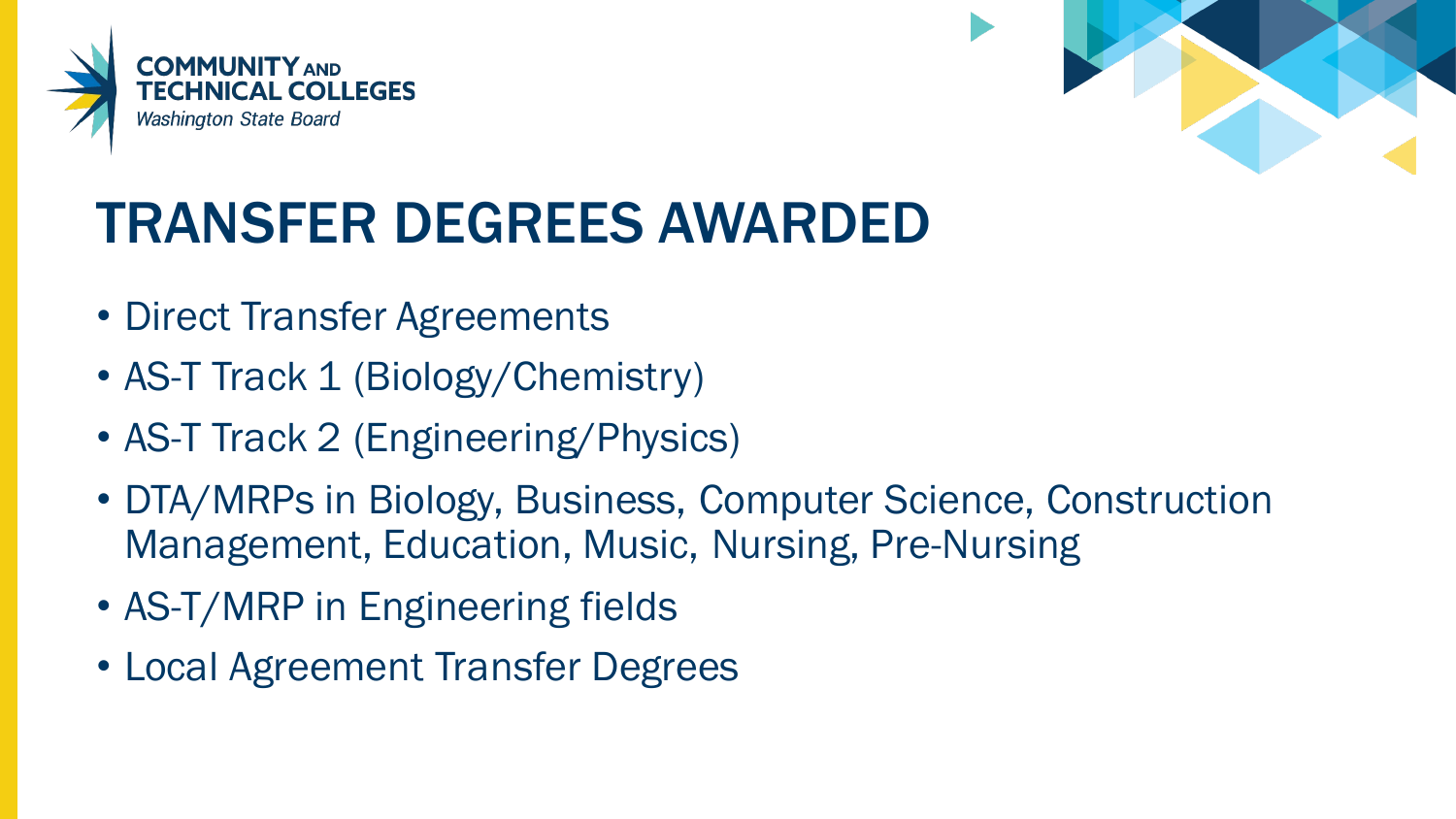# TRANSFER DEGREES AWARDED

- Direct Transfer Agreements
- AS-T Track 1 (Biology/Chemistry)
- AS-T Track 2 (Engineering/Physics)
- DTA/MRPs in Biology, Business, Computer Science, Construction Management, Education, Music, Nursing, Pre-Nursing
- AS-T/MRP in Engineering fields
- Local Agreement Transfer Degrees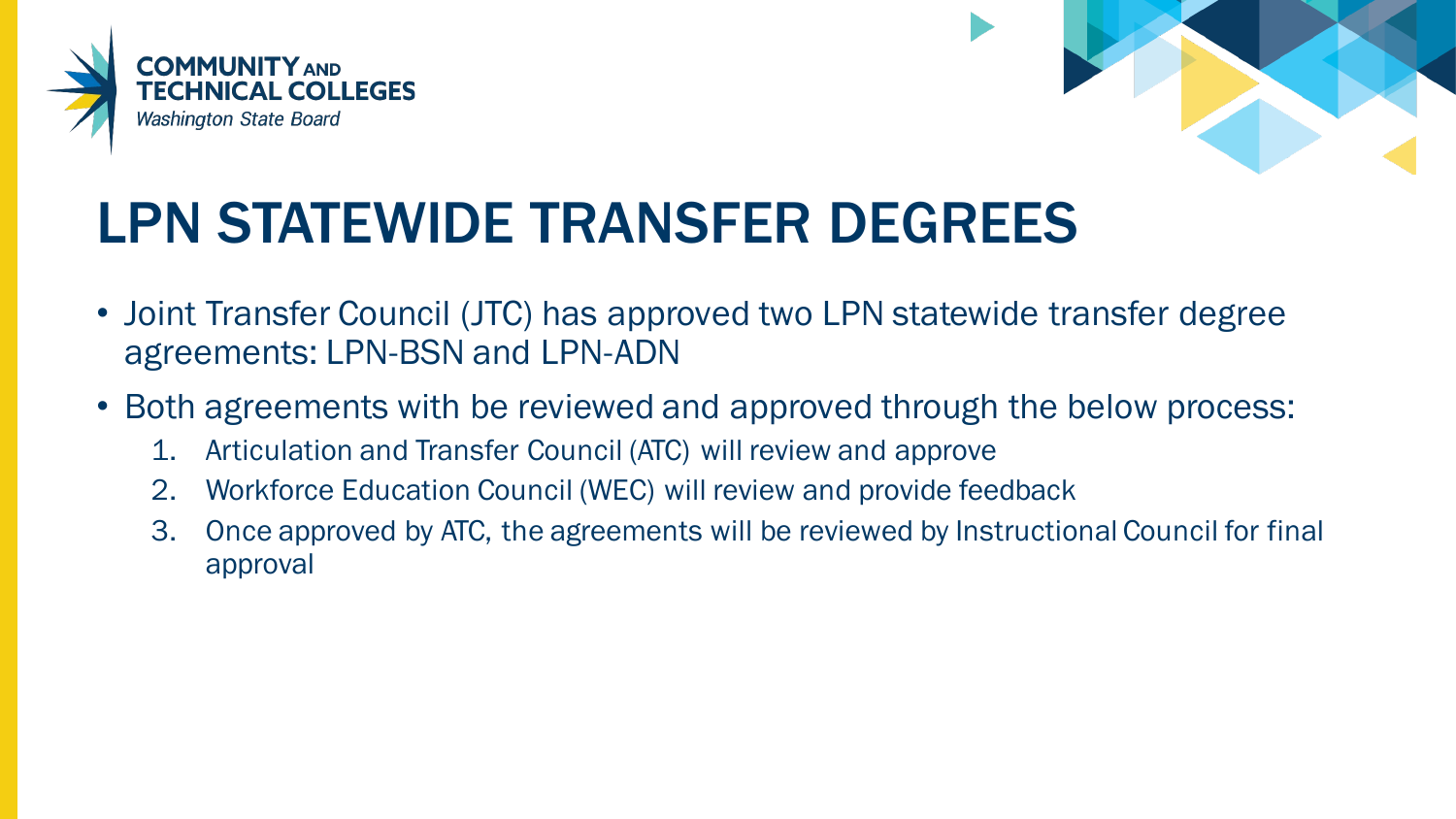# LPN STATEWIDE TRANSFER DEGREES

- Joint Transfer Council (JTC) has approved two LPN statewide transfer degree agreements: LPN-BSN and LPN-ADN
- Both agreements with be reviewed and approved through the below process:
  1. Articulation and Transfer Council (ATC) will review and approve
  2. Workforce Education Council (WEC) will review and provide feedback
  3. Once approved by ATC, the agreements will be reviewed by Instructional Council for final approval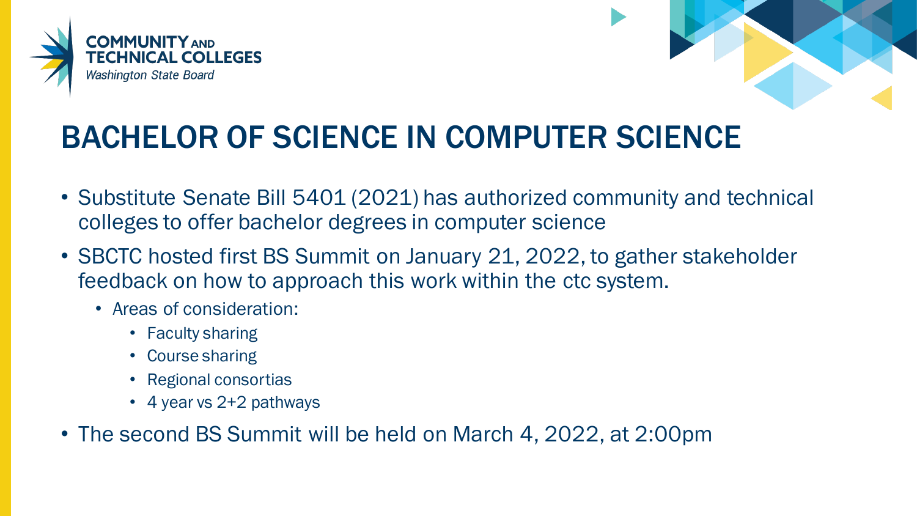# BACHELOR OF SCIENCE IN COMPUTER SCIENCE

- Substitute Senate Bill 5401 (2021) has authorized community and technical colleges to offer bachelor degrees in computer science
- SBCTC hosted first BS Summit on January 21, 2022, to gather stakeholder feedback on how to approach this work within the ctc system.
  - Areas of consideration:
    - Faculty sharing
    - Course sharing
    - Regional consortias
    - 4 year vs 2+2 pathways
- The second BS Summit will be held on March 4, 2022, at 2:00pm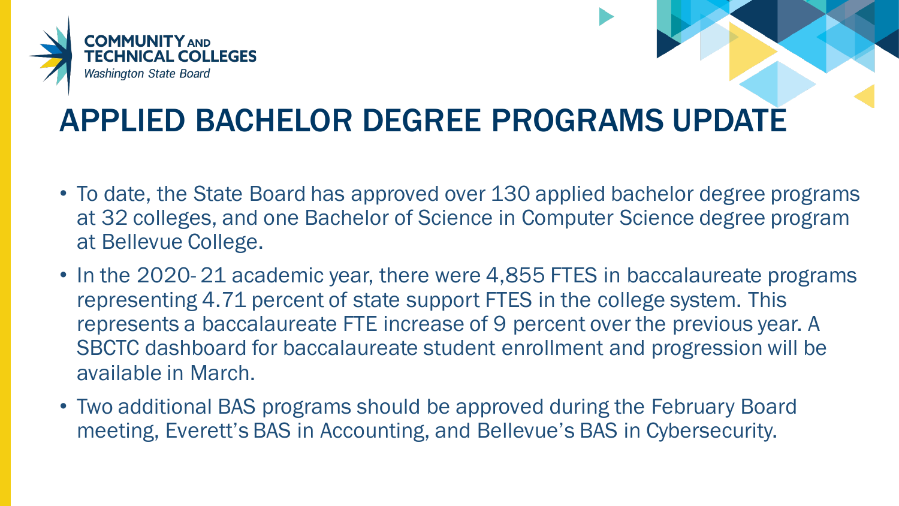# APPLIED BACHELOR DEGREE PROGRAMS UPDATE

- To date, the State Board has approved over 130 applied bachelor degree programs at 32 colleges, and one Bachelor of Science in Computer Science degree program at Bellevue College.
- In the 2020- 21 academic year, there were 4,855 FTES in baccalaureate programs representing 4.71 percent of state support FTES in the college system. This represents a baccalaureate FTE increase of 9 percent over the previous year. A SBCTC dashboard for baccalaureate student enrollment and progression will be available in March.
- Two additional BAS programs should be approved during the February Board meeting, Everett's BAS in Accounting, and Bellevue's BAS in Cybersecurity.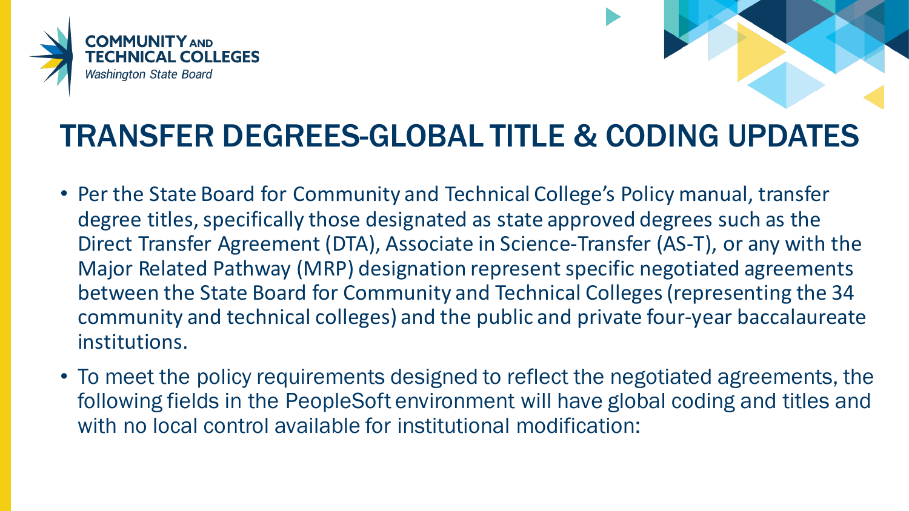# TRANSFER DEGREES-GLOBAL TITLE & CODING UPDATES

- Per the State Board for Community and Technical College's Policy manual, transfer degree titles, specifically those designated as state approved degrees such as the Direct Transfer Agreement (DTA), Associate in Science-Transfer (AS-T), or any with the Major Related Pathway (MRP) designation represent specific negotiated agreements between the State Board for Community and Technical Colleges (representing the 34 community and technical colleges) and the public and private four-year baccalaureate institutions.
- To meet the policy requirements designed to reflect the negotiated agreements, the following fields in the PeopleSoft environment will have global coding and titles and with no local control available for institutional modification: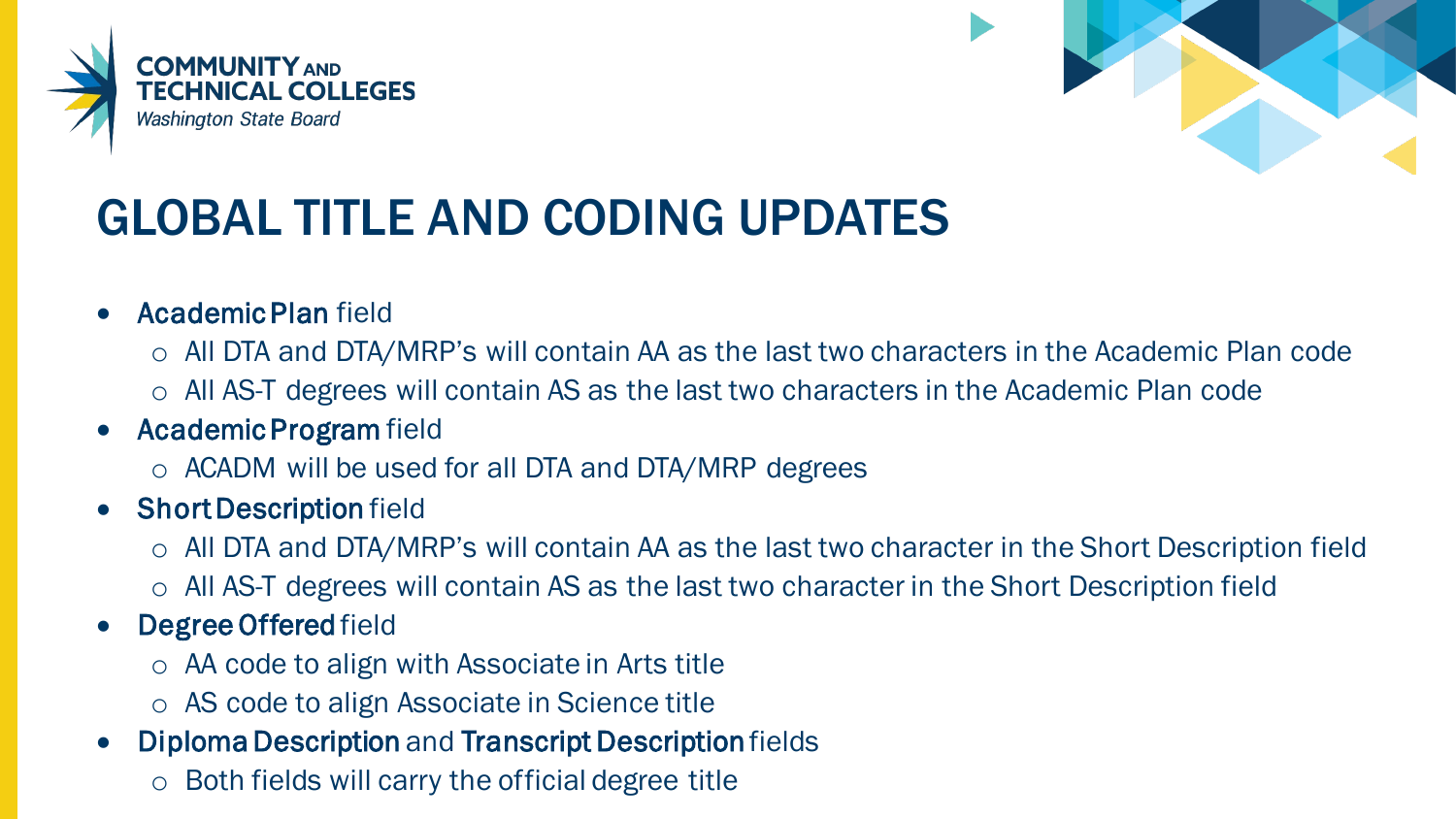# GLOBAL TITLE AND CODING UPDATES

- **Academic Plan** field
  - All DTA and DTA/MRP's will contain AA as the last two characters in the Academic Plan code
  - All AS-T degrees will contain AS as the last two characters in the Academic Plan code
- **Academic Program** field
  - ACADM will be used for all DTA and DTA/MRP degrees
- **Short Description** field
  - All DTA and DTA/MRP's will contain AA as the last two character in the Short Description field
  - All AS-T degrees will contain AS as the last two character in the Short Description field
- **Degree Offered** field
  - AA code to align with Associate in Arts title
  - AS code to align Associate in Science title
- **Diploma Description** and **Transcript Description** fields
  - Both fields will carry the official degree title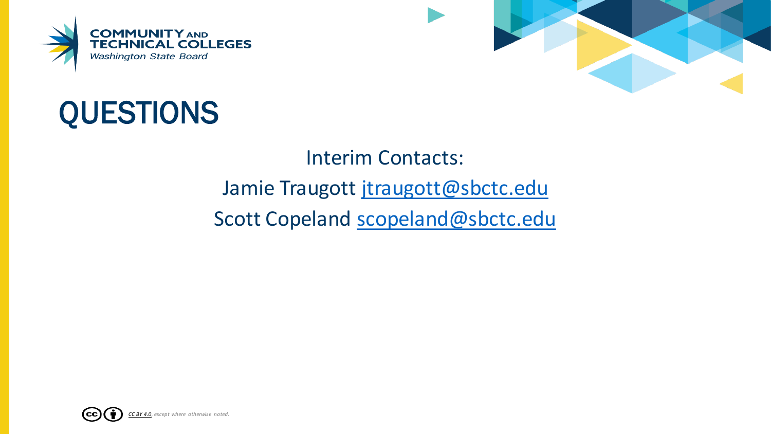# QUESTIONS

Interim Contacts:

Jamie Traugott [jtraugott@sbctc.edu](mailto:jtraugott@sbctc.edu)

Scott Copeland [scopeland@sbctc.edu](mailto:scopeland@sbctc.edu)

*CC BY 4.0, except where otherwise noted.*